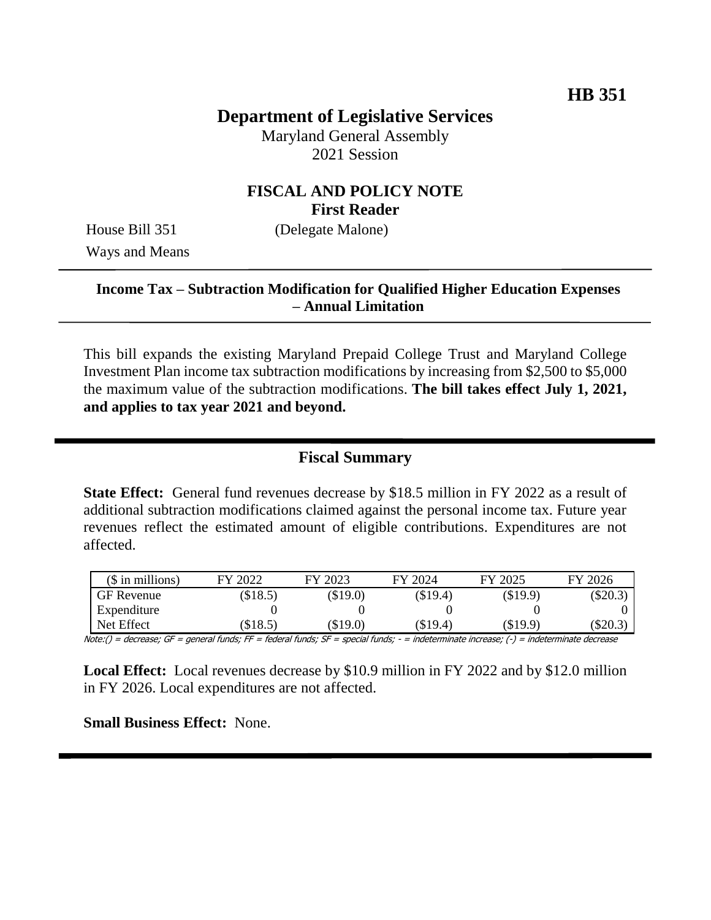**HB 351**

# Department of Legislative Services

Maryland General Assembly
2021 Session

## FISCAL AND POLICY NOTE
**First Reader**

House Bill 351 (Delegate Malone)
Ways and Means

---

**Income Tax – Subtraction Modification for Qualified Higher Education Expenses – Annual Limitation**

---

This bill expands the existing Maryland Prepaid College Trust and Maryland College Investment Plan income tax subtraction modifications by increasing from $2,500 to $5,000 the maximum value of the subtraction modifications. **The bill takes effect July 1, 2021, and applies to tax year 2021 and beyond.**

---

## Fiscal Summary

**State Effect:** General fund revenues decrease by $18.5 million in FY 2022 as a result of additional subtraction modifications claimed against the personal income tax. Future year revenues reflect the estimated amount of eligible contributions. Expenditures are not affected.

| ($ in millions) | FY 2022 | FY 2023 | FY 2024 | FY 2025 | FY 2026 |
|---|---|---|---|---|---|
| GF Revenue | ($18.5) | ($19.0) | ($19.4) | ($19.9) | ($20.3) |
| Expenditure | 0 | 0 | 0 | 0 | 0 |
| Net Effect | ($18.5) | ($19.0) | ($19.4) | ($19.9) | ($20.3) |

Note:() = decrease; GF = general funds; FF = federal funds; SF = special funds; - = indeterminate increase; (-) = indeterminate decrease

**Local Effect:** Local revenues decrease by $10.9 million in FY 2022 and by $12.0 million in FY 2026. Local expenditures are not affected.

**Small Business Effect:** None.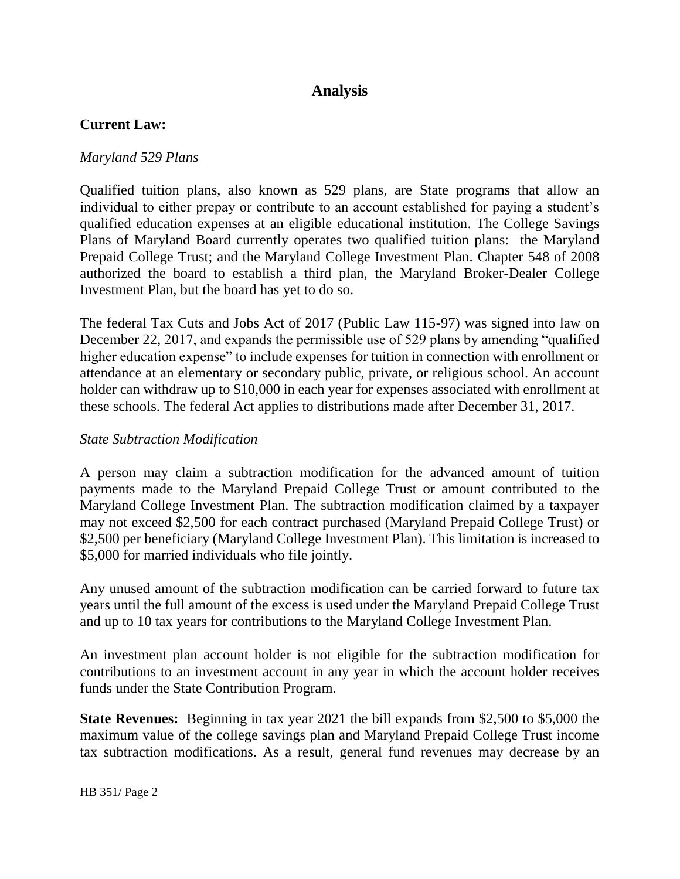## Analysis

**Current Law:**

*Maryland 529 Plans*

Qualified tuition plans, also known as 529 plans, are State programs that allow an individual to either prepay or contribute to an account established for paying a student's qualified education expenses at an eligible educational institution. The College Savings Plans of Maryland Board currently operates two qualified tuition plans: the Maryland Prepaid College Trust; and the Maryland College Investment Plan. Chapter 548 of 2008 authorized the board to establish a third plan, the Maryland Broker-Dealer College Investment Plan, but the board has yet to do so.

The federal Tax Cuts and Jobs Act of 2017 (Public Law 115-97) was signed into law on December 22, 2017, and expands the permissible use of 529 plans by amending "qualified higher education expense" to include expenses for tuition in connection with enrollment or attendance at an elementary or secondary public, private, or religious school. An account holder can withdraw up to $10,000 in each year for expenses associated with enrollment at these schools. The federal Act applies to distributions made after December 31, 2017.

*State Subtraction Modification*

A person may claim a subtraction modification for the advanced amount of tuition payments made to the Maryland Prepaid College Trust or amount contributed to the Maryland College Investment Plan. The subtraction modification claimed by a taxpayer may not exceed $2,500 for each contract purchased (Maryland Prepaid College Trust) or $2,500 per beneficiary (Maryland College Investment Plan). This limitation is increased to $5,000 for married individuals who file jointly.

Any unused amount of the subtraction modification can be carried forward to future tax years until the full amount of the excess is used under the Maryland Prepaid College Trust and up to 10 tax years for contributions to the Maryland College Investment Plan.

An investment plan account holder is not eligible for the subtraction modification for contributions to an investment account in any year in which the account holder receives funds under the State Contribution Program.

**State Revenues:** Beginning in tax year 2021 the bill expands from $2,500 to $5,000 the maximum value of the college savings plan and Maryland Prepaid College Trust income tax subtraction modifications. As a result, general fund revenues may decrease by an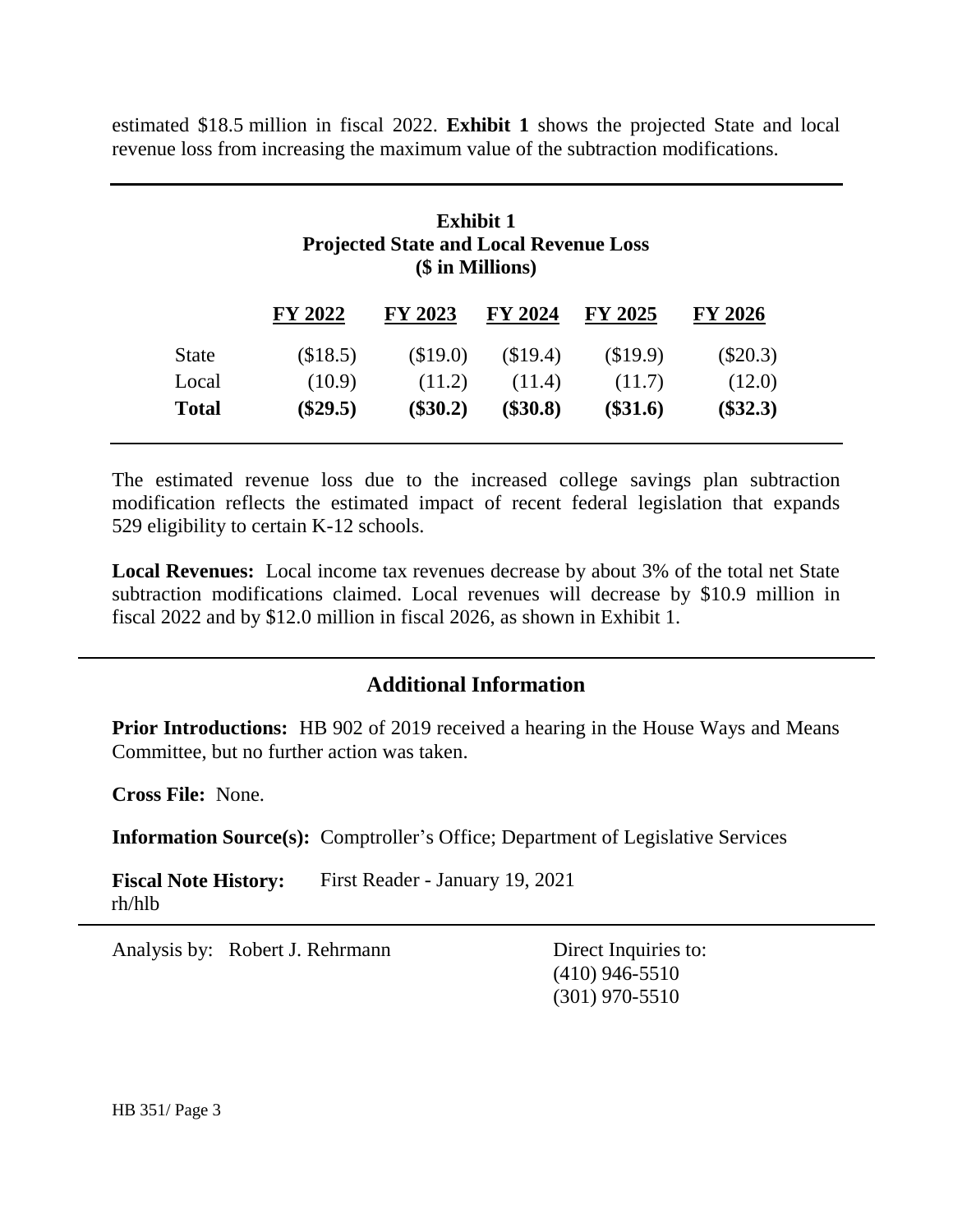estimated $18.5 million in fiscal 2022. **Exhibit 1** shows the projected State and local revenue loss from increasing the maximum value of the subtraction modifications.

**Exhibit 1**
**Projected State and Local Revenue Loss**
**($ in Millions)**

| | FY 2022 | FY 2023 | FY 2024 | FY 2025 | FY 2026 |
|---|---|---|---|---|---|
| State | ($18.5) | ($19.0) | ($19.4) | ($19.9) | ($20.3) |
| Local | (10.9) | (11.2) | (11.4) | (11.7) | (12.0) |
| **Total** | **($29.5)** | **($30.2)** | **($30.8)** | **($31.6)** | **($32.3)** |

The estimated revenue loss due to the increased college savings plan subtraction modification reflects the estimated impact of recent federal legislation that expands 529 eligibility to certain K-12 schools.

**Local Revenues:** Local income tax revenues decrease by about 3% of the total net State subtraction modifications claimed. Local revenues will decrease by $10.9 million in fiscal 2022 and by $12.0 million in fiscal 2026, as shown in Exhibit 1.

## Additional Information

**Prior Introductions:** HB 902 of 2019 received a hearing in the House Ways and Means Committee, but no further action was taken.

**Cross File:** None.

**Information Source(s):** Comptroller's Office; Department of Legislative Services

**Fiscal Note History:** First Reader - January 19, 2021
rh/hlb

Analysis by: Robert J. Rehrmann

Direct Inquiries to:
(410) 946-5510
(301) 970-5510